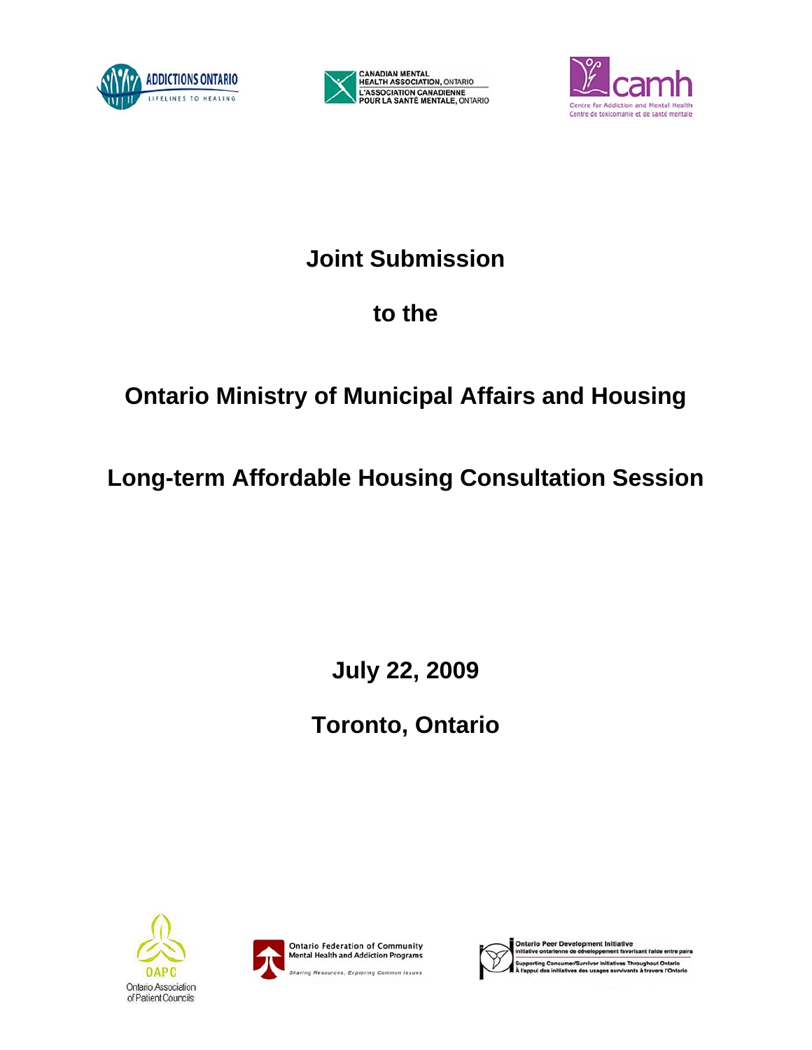ADDICTIONS ONTARIO
LIFELINES TO HEALING

CANADIAN MENTAL HEALTH ASSOCIATION, ONTARIO
L'ASSOCIATION CANADIENNE POUR LA SANTÉ MENTALE, ONTARIO

camh
Centre for Addiction and Mental Health
Centre de toxicomanie et de santé mentale

# Joint Submission

# to the

# Ontario Ministry of Municipal Affairs and Housing

# Long-term Affordable Housing Consultation Session

**July 22, 2009**

**Toronto, Ontario**

OAPC
Ontario Association of Patient Councils

Ontario Federation of Community Mental Health and Addiction Programs
Sharing Resources, Exploring Common Issues

Ontario Peer Development Initiative
Initiative ontarienne de développement favorisant l'aide entre pairs
Supporting Consumer/Survivor Initiatives Throughout Ontario
À l'appui des initiatives des usagers survivants à travers l'Ontario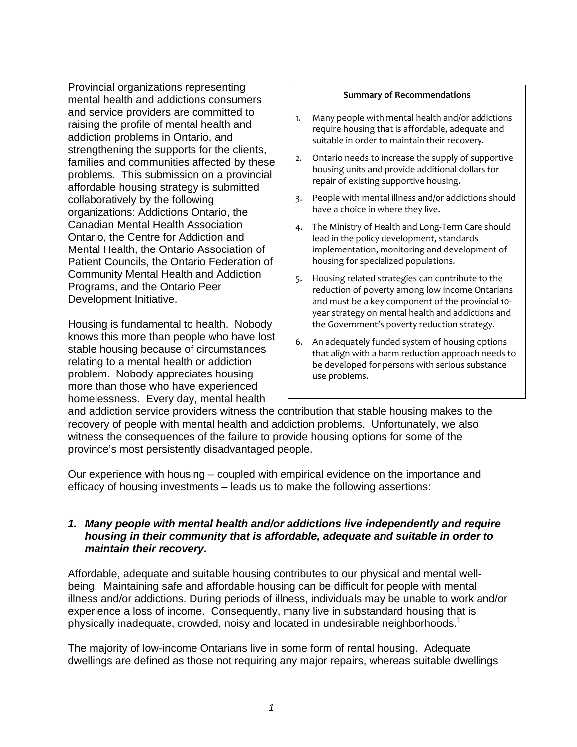Provincial organizations representing mental health and addictions consumers and service providers are committed to raising the profile of mental health and addiction problems in Ontario, and strengthening the supports for the clients, families and communities affected by these problems. This submission on a provincial affordable housing strategy is submitted collaboratively by the following organizations: Addictions Ontario, the Canadian Mental Health Association Ontario, the Centre for Addiction and Mental Health, the Ontario Association of Patient Councils, the Ontario Federation of Community Mental Health and Addiction Programs, and the Ontario Peer Development Initiative.

**Summary of Recommendations**

1. Many people with mental health and/or addictions require housing that is affordable, adequate and suitable in order to maintain their recovery.
2. Ontario needs to increase the supply of supportive housing units and provide additional dollars for repair of existing supportive housing.
3. People with mental illness and/or addictions should have a choice in where they live.
4. The Ministry of Health and Long-Term Care should lead in the policy development, standards implementation, monitoring and development of housing for specialized populations.
5. Housing related strategies can contribute to the reduction of poverty among low income Ontarians and must be a key component of the provincial 10-year strategy on mental health and addictions and the Government's poverty reduction strategy.
6. An adequately funded system of housing options that align with a harm reduction approach needs to be developed for persons with serious substance use problems.

Housing is fundamental to health. Nobody knows this more than people who have lost stable housing because of circumstances relating to a mental health or addiction problem. Nobody appreciates housing more than those who have experienced homelessness. Every day, mental health and addiction service providers witness the contribution that stable housing makes to the recovery of people with mental health and addiction problems. Unfortunately, we also witness the consequences of the failure to provide housing options for some of the province's most persistently disadvantaged people.

Our experience with housing – coupled with empirical evidence on the importance and efficacy of housing investments – leads us to make the following assertions:

### *1. Many people with mental health and/or addictions live independently and require housing in their community that is affordable, adequate and suitable in order to maintain their recovery.*

Affordable, adequate and suitable housing contributes to our physical and mental well-being. Maintaining safe and affordable housing can be difficult for people with mental illness and/or addictions. During periods of illness, individuals may be unable to work and/or experience a loss of income. Consequently, many live in substandard housing that is physically inadequate, crowded, noisy and located in undesirable neighborhoods.[1]

The majority of low-income Ontarians live in some form of rental housing. Adequate dwellings are defined as those not requiring any major repairs, whereas suitable dwellings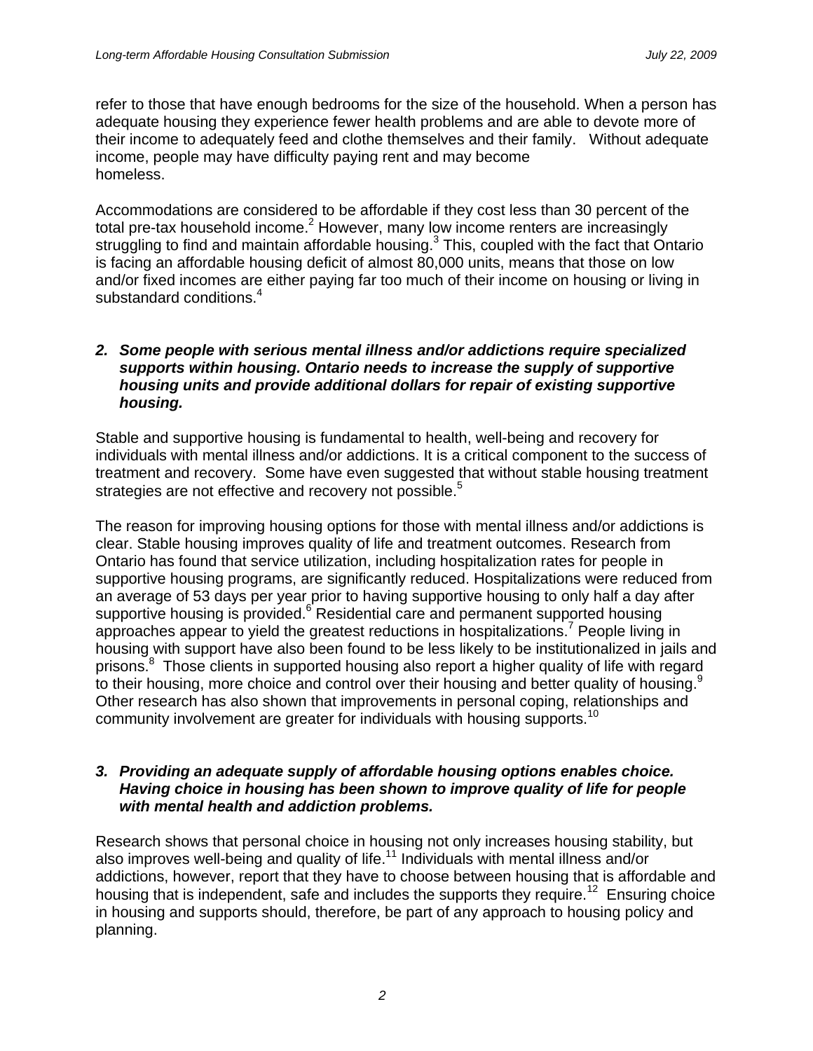refer to those that have enough bedrooms for the size of the household. When a person has adequate housing they experience fewer health problems and are able to devote more of their income to adequately feed and clothe themselves and their family. Without adequate income, people may have difficulty paying rent and may become homeless.

Accommodations are considered to be affordable if they cost less than 30 percent of the total pre-tax household income.[2] However, many low income renters are increasingly struggling to find and maintain affordable housing.[3] This, coupled with the fact that Ontario is facing an affordable housing deficit of almost 80,000 units, means that those on low and/or fixed incomes are either paying far too much of their income on housing or living in substandard conditions.[4]

***2. Some people with serious mental illness and/or addictions require specialized supports within housing. Ontario needs to increase the supply of supportive housing units and provide additional dollars for repair of existing supportive housing.***

Stable and supportive housing is fundamental to health, well-being and recovery for individuals with mental illness and/or addictions. It is a critical component to the success of treatment and recovery. Some have even suggested that without stable housing treatment strategies are not effective and recovery not possible.[5]

The reason for improving housing options for those with mental illness and/or addictions is clear. Stable housing improves quality of life and treatment outcomes. Research from Ontario has found that service utilization, including hospitalization rates for people in supportive housing programs, are significantly reduced. Hospitalizations were reduced from an average of 53 days per year prior to having supportive housing to only half a day after supportive housing is provided.[6] Residential care and permanent supported housing approaches appear to yield the greatest reductions in hospitalizations.[7] People living in housing with support have also been found to be less likely to be institutionalized in jails and prisons.[8] Those clients in supported housing also report a higher quality of life with regard to their housing, more choice and control over their housing and better quality of housing.[9] Other research has also shown that improvements in personal coping, relationships and community involvement are greater for individuals with housing supports.[10]

***3. Providing an adequate supply of affordable housing options enables choice. Having choice in housing has been shown to improve quality of life for people with mental health and addiction problems.***

Research shows that personal choice in housing not only increases housing stability, but also improves well-being and quality of life.[11] Individuals with mental illness and/or addictions, however, report that they have to choose between housing that is affordable and housing that is independent, safe and includes the supports they require.[12] Ensuring choice in housing and supports should, therefore, be part of any approach to housing policy and planning.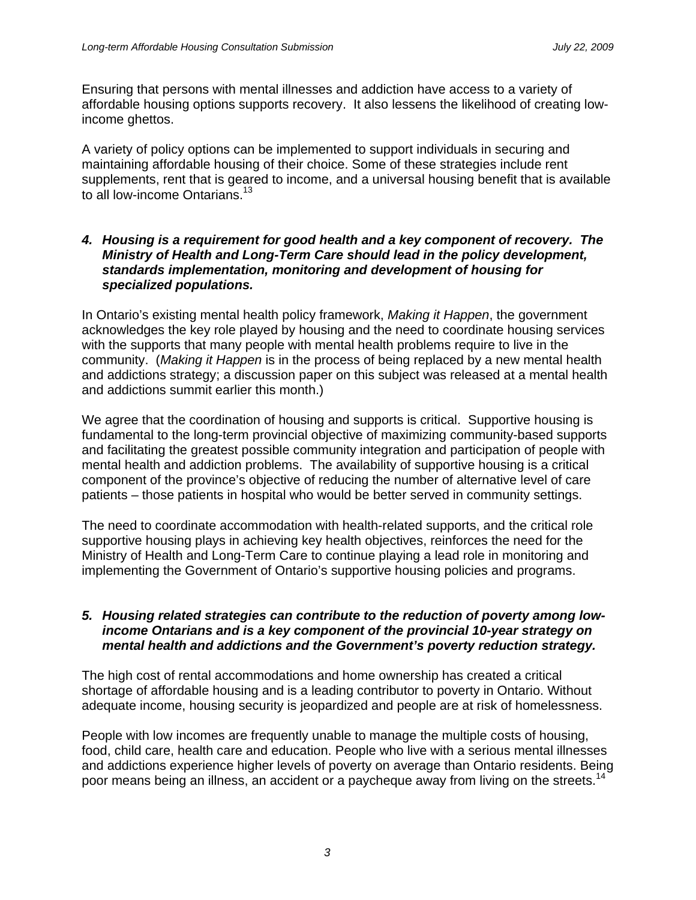Ensuring that persons with mental illnesses and addiction have access to a variety of affordable housing options supports recovery. It also lessens the likelihood of creating low-income ghettos.

A variety of policy options can be implemented to support individuals in securing and maintaining affordable housing of their choice. Some of these strategies include rent supplements, rent that is geared to income, and a universal housing benefit that is available to all low-income Ontarians.[13]

### *4. Housing is a requirement for good health and a key component of recovery. The Ministry of Health and Long-Term Care should lead in the policy development, standards implementation, monitoring and development of housing for specialized populations.*

In Ontario's existing mental health policy framework, *Making it Happen*, the government acknowledges the key role played by housing and the need to coordinate housing services with the supports that many people with mental health problems require to live in the community. (*Making it Happen* is in the process of being replaced by a new mental health and addictions strategy; a discussion paper on this subject was released at a mental health and addictions summit earlier this month.)

We agree that the coordination of housing and supports is critical. Supportive housing is fundamental to the long-term provincial objective of maximizing community-based supports and facilitating the greatest possible community integration and participation of people with mental health and addiction problems. The availability of supportive housing is a critical component of the province's objective of reducing the number of alternative level of care patients – those patients in hospital who would be better served in community settings.

The need to coordinate accommodation with health-related supports, and the critical role supportive housing plays in achieving key health objectives, reinforces the need for the Ministry of Health and Long-Term Care to continue playing a lead role in monitoring and implementing the Government of Ontario's supportive housing policies and programs.

### *5. Housing related strategies can contribute to the reduction of poverty among low-income Ontarians and is a key component of the provincial 10-year strategy on mental health and addictions and the Government's poverty reduction strategy.*

The high cost of rental accommodations and home ownership has created a critical shortage of affordable housing and is a leading contributor to poverty in Ontario. Without adequate income, housing security is jeopardized and people are at risk of homelessness.

People with low incomes are frequently unable to manage the multiple costs of housing, food, child care, health care and education. People who live with a serious mental illnesses and addictions experience higher levels of poverty on average than Ontario residents. Being poor means being an illness, an accident or a paycheque away from living on the streets.[14]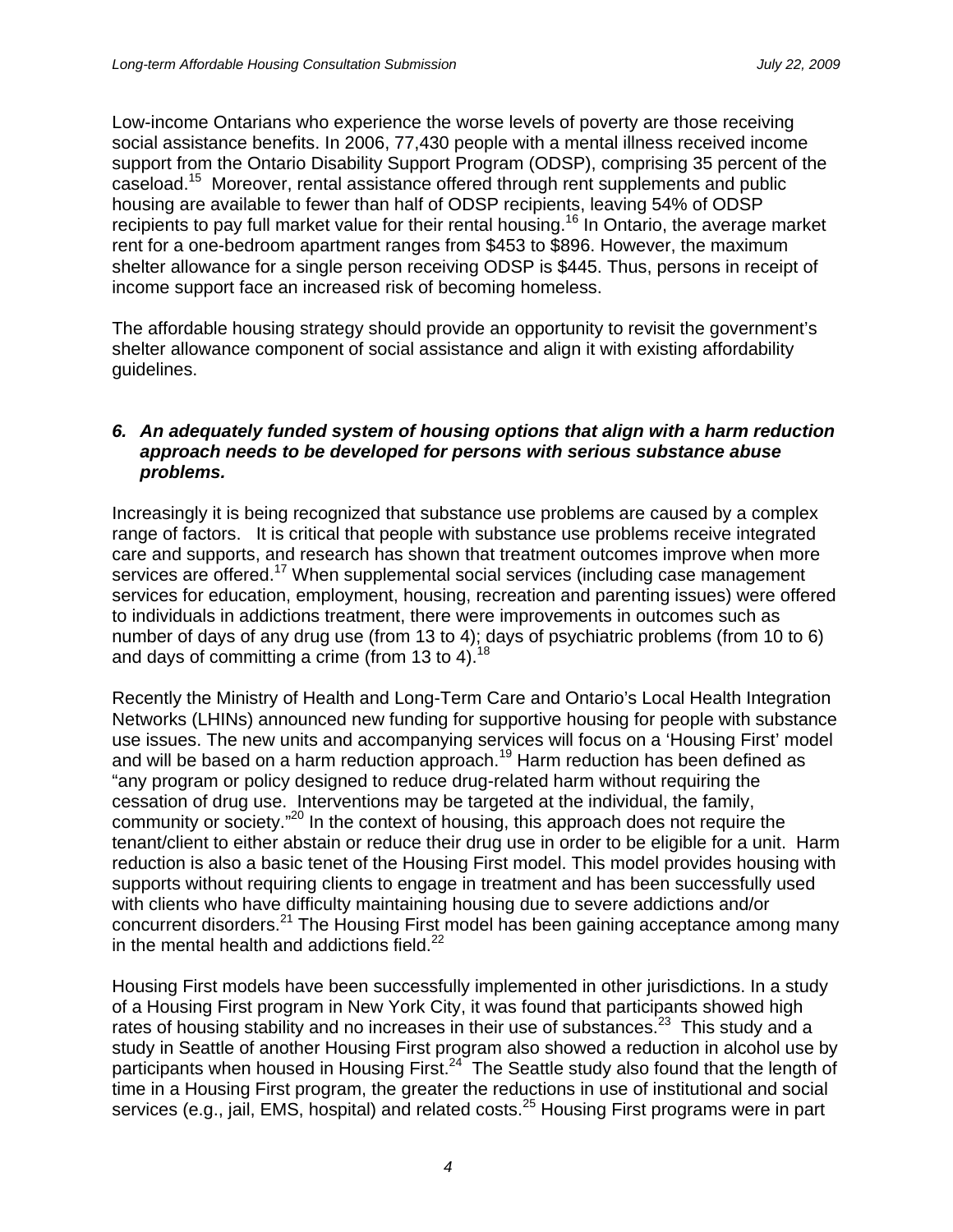Low-income Ontarians who experience the worse levels of poverty are those receiving social assistance benefits. In 2006, 77,430 people with a mental illness received income support from the Ontario Disability Support Program (ODSP), comprising 35 percent of the caseload.[15] Moreover, rental assistance offered through rent supplements and public housing are available to fewer than half of ODSP recipients, leaving 54% of ODSP recipients to pay full market value for their rental housing.[16] In Ontario, the average market rent for a one-bedroom apartment ranges from $453 to $896. However, the maximum shelter allowance for a single person receiving ODSP is $445. Thus, persons in receipt of income support face an increased risk of becoming homeless.

The affordable housing strategy should provide an opportunity to revisit the government's shelter allowance component of social assistance and align it with existing affordability guidelines.

### *6. An adequately funded system of housing options that align with a harm reduction approach needs to be developed for persons with serious substance abuse problems.*

Increasingly it is being recognized that substance use problems are caused by a complex range of factors. It is critical that people with substance use problems receive integrated care and supports, and research has shown that treatment outcomes improve when more services are offered.[17] When supplemental social services (including case management services for education, employment, housing, recreation and parenting issues) were offered to individuals in addictions treatment, there were improvements in outcomes such as number of days of any drug use (from 13 to 4); days of psychiatric problems (from 10 to 6) and days of committing a crime (from 13 to 4).[18]

Recently the Ministry of Health and Long-Term Care and Ontario's Local Health Integration Networks (LHINs) announced new funding for supportive housing for people with substance use issues. The new units and accompanying services will focus on a 'Housing First' model and will be based on a harm reduction approach.[19] Harm reduction has been defined as "any program or policy designed to reduce drug-related harm without requiring the cessation of drug use. Interventions may be targeted at the individual, the family, community or society."[20] In the context of housing, this approach does not require the tenant/client to either abstain or reduce their drug use in order to be eligible for a unit. Harm reduction is also a basic tenet of the Housing First model. This model provides housing with supports without requiring clients to engage in treatment and has been successfully used with clients who have difficulty maintaining housing due to severe addictions and/or concurrent disorders.[21] The Housing First model has been gaining acceptance among many in the mental health and addictions field.[22]

Housing First models have been successfully implemented in other jurisdictions. In a study of a Housing First program in New York City, it was found that participants showed high rates of housing stability and no increases in their use of substances.[23] This study and a study in Seattle of another Housing First program also showed a reduction in alcohol use by participants when housed in Housing First.[24] The Seattle study also found that the length of time in a Housing First program, the greater the reductions in use of institutional and social services (e.g., jail, EMS, hospital) and related costs.[25] Housing First programs were in part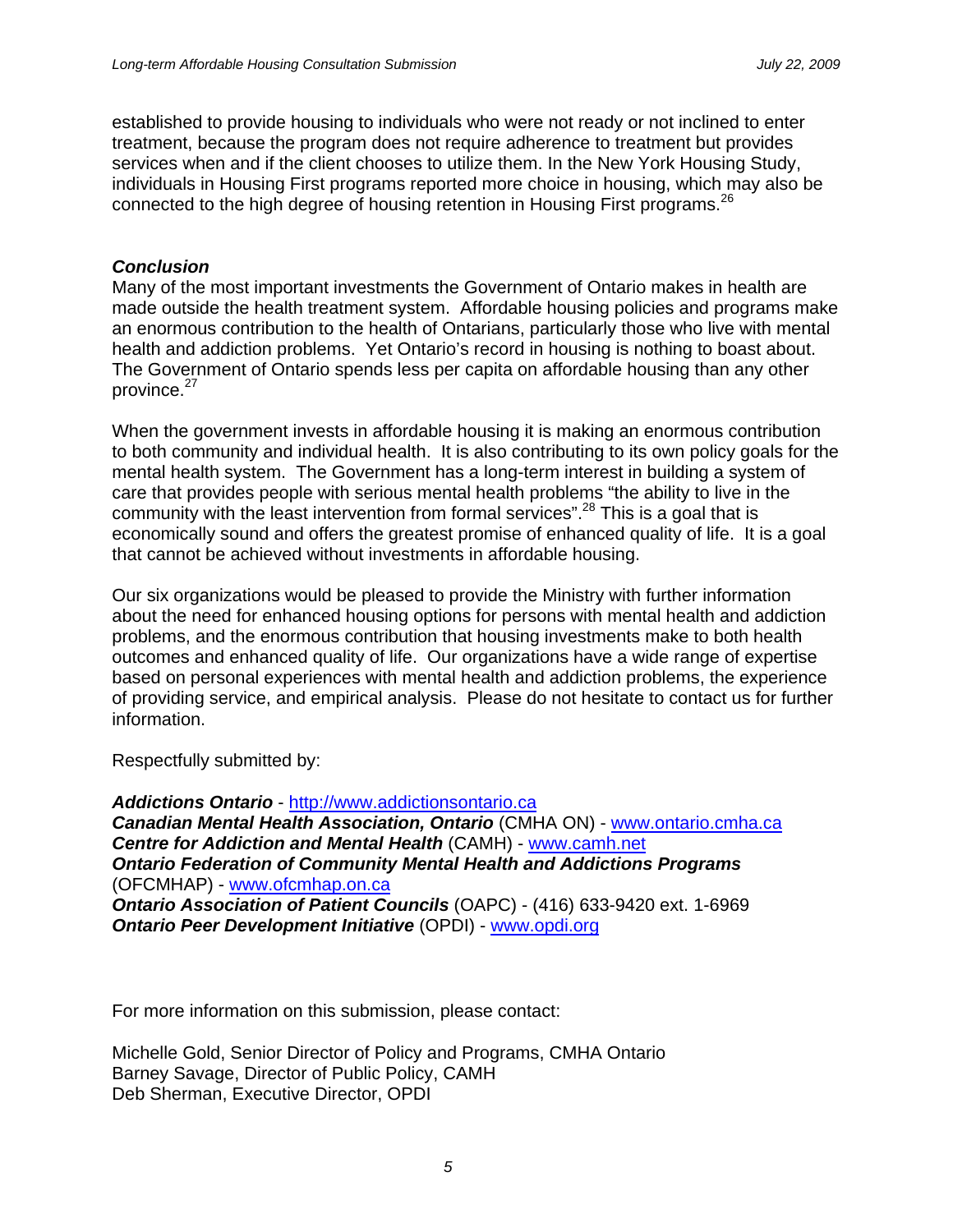established to provide housing to individuals who were not ready or not inclined to enter treatment, because the program does not require adherence to treatment but provides services when and if the client chooses to utilize them. In the New York Housing Study, individuals in Housing First programs reported more choice in housing, which may also be connected to the high degree of housing retention in Housing First programs.[26]

***Conclusion***

Many of the most important investments the Government of Ontario makes in health are made outside the health treatment system. Affordable housing policies and programs make an enormous contribution to the health of Ontarians, particularly those who live with mental health and addiction problems. Yet Ontario's record in housing is nothing to boast about. The Government of Ontario spends less per capita on affordable housing than any other province.[27]

When the government invests in affordable housing it is making an enormous contribution to both community and individual health. It is also contributing to its own policy goals for the mental health system. The Government has a long-term interest in building a system of care that provides people with serious mental health problems "the ability to live in the community with the least intervention from formal services".[28] This is a goal that is economically sound and offers the greatest promise of enhanced quality of life. It is a goal that cannot be achieved without investments in affordable housing.

Our six organizations would be pleased to provide the Ministry with further information about the need for enhanced housing options for persons with mental health and addiction problems, and the enormous contribution that housing investments make to both health outcomes and enhanced quality of life. Our organizations have a wide range of expertise based on personal experiences with mental health and addiction problems, the experience of providing service, and empirical analysis. Please do not hesitate to contact us for further information.

Respectfully submitted by:

***Addictions Ontario*** - http://www.addictionsontario.ca
***Canadian Mental Health Association, Ontario*** (CMHA ON) - www.ontario.cmha.ca
***Centre for Addiction and Mental Health*** (CAMH) - www.camh.net
***Ontario Federation of Community Mental Health and Addictions Programs*** (OFCMHAP) - www.ofcmhap.on.ca
***Ontario Association of Patient Councils*** (OAPC) - (416) 633-9420 ext. 1-6969
***Ontario Peer Development Initiative*** (OPDI) - www.opdi.org

For more information on this submission, please contact:

Michelle Gold, Senior Director of Policy and Programs, CMHA Ontario
Barney Savage, Director of Public Policy, CAMH
Deb Sherman, Executive Director, OPDI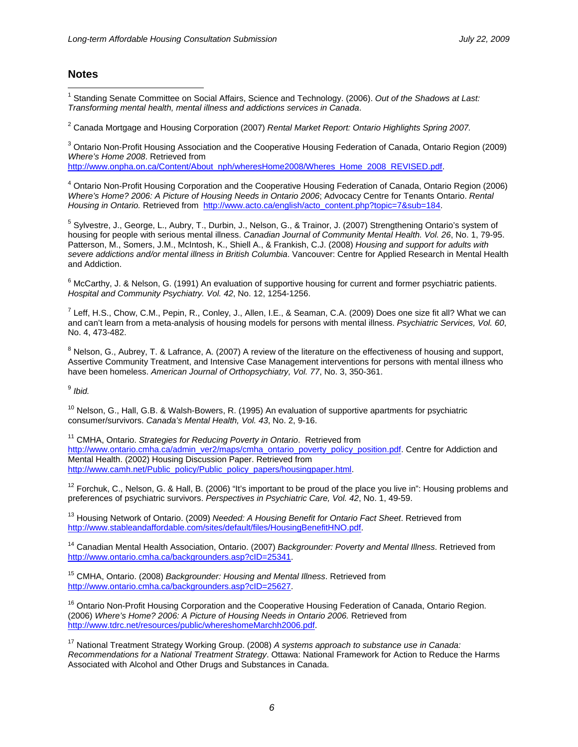## Notes

[1] Standing Senate Committee on Social Affairs, Science and Technology. (2006). *Out of the Shadows at Last: Transforming mental health, mental illness and addictions services in Canada*.

[2] Canada Mortgage and Housing Corporation (2007) *Rental Market Report: Ontario Highlights Spring 2007.*

[3] Ontario Non-Profit Housing Association and the Cooperative Housing Federation of Canada, Ontario Region (2009) *Where's Home 2008*. Retrieved from http://www.onpha.on.ca/Content/About_nph/wheresHome2008/Wheres_Home_2008_REVISED.pdf.

[4] Ontario Non-Profit Housing Corporation and the Cooperative Housing Federation of Canada, Ontario Region (2006) *Where's Home? 2006: A Picture of Housing Needs in Ontario 2006*; Advocacy Centre for Tenants Ontario. *Rental Housing in Ontario.* Retrieved from http://www.acto.ca/english/acto_content.php?topic=7&sub=184.

[5] Sylvestre, J., George, L., Aubry, T., Durbin, J., Nelson, G., & Trainor, J. (2007) Strengthening Ontario's system of housing for people with serious mental illness. *Canadian Journal of Community Mental Health. Vol. 26*, No. 1, 79-95. Patterson, M., Somers, J.M., McIntosh, K., Shiell A., & Frankish, C.J. (2008) *Housing and support for adults with severe addictions and/or mental illness in British Columbia*. Vancouver: Centre for Applied Research in Mental Health and Addiction.

[6] McCarthy, J. & Nelson, G. (1991) An evaluation of supportive housing for current and former psychiatric patients. *Hospital and Community Psychiatry. Vol. 42*, No. 12, 1254-1256.

[7] Leff, H.S., Chow, C.M., Pepin, R., Conley, J., Allen, I.E., & Seaman, C.A. (2009) Does one size fit all? What we can and can't learn from a meta-analysis of housing models for persons with mental illness. *Psychiatric Services, Vol. 60*, No. 4, 473-482.

[8] Nelson, G., Aubrey, T. & Lafrance, A. (2007) A review of the literature on the effectiveness of housing and support, Assertive Community Treatment, and Intensive Case Management interventions for persons with mental illness who have been homeless. *American Journal of Orthopsychiatry, Vol. 77*, No. 3, 350-361.

[9] *Ibid.*

[10] Nelson, G., Hall, G.B. & Walsh-Bowers, R. (1995) An evaluation of supportive apartments for psychiatric consumer/survivors. *Canada's Mental Health, Vol. 43*, No. 2, 9-16.

[11] CMHA, Ontario. *Strategies for Reducing Poverty in Ontario*. Retrieved from http://www.ontario.cmha.ca/admin_ver2/maps/cmha_ontario_poverty_policy_position.pdf. Centre for Addiction and Mental Health. (2002) Housing Discussion Paper. Retrieved from http://www.camh.net/Public_policy/Public_policy_papers/housingpaper.html.

[12] Forchuk, C., Nelson, G. & Hall, B. (2006) "It's important to be proud of the place you live in": Housing problems and preferences of psychiatric survivors. *Perspectives in Psychiatric Care, Vol. 42*, No. 1, 49-59.

[13] Housing Network of Ontario. (2009) *Needed: A Housing Benefit for Ontario Fact Sheet*. Retrieved from http://www.stableandaffordable.com/sites/default/files/HousingBenefitHNO.pdf.

[14] Canadian Mental Health Association, Ontario. (2007) *Backgrounder: Poverty and Mental Illness*. Retrieved from http://www.ontario.cmha.ca/backgrounders.asp?cID=25341.

[15] CMHA, Ontario. (2008) *Backgrounder: Housing and Mental Illness*. Retrieved from http://www.ontario.cmha.ca/backgrounders.asp?cID=25627.

[16] Ontario Non-Profit Housing Corporation and the Cooperative Housing Federation of Canada, Ontario Region. (2006) *Where's Home? 2006: A Picture of Housing Needs in Ontario 2006.* Retrieved from http://www.tdrc.net/resources/public/whereshomeMarchh2006.pdf.

[17] National Treatment Strategy Working Group. (2008) *A systems approach to substance use in Canada: Recommendations for a National Treatment Strategy*. Ottawa: National Framework for Action to Reduce the Harms Associated with Alcohol and Other Drugs and Substances in Canada.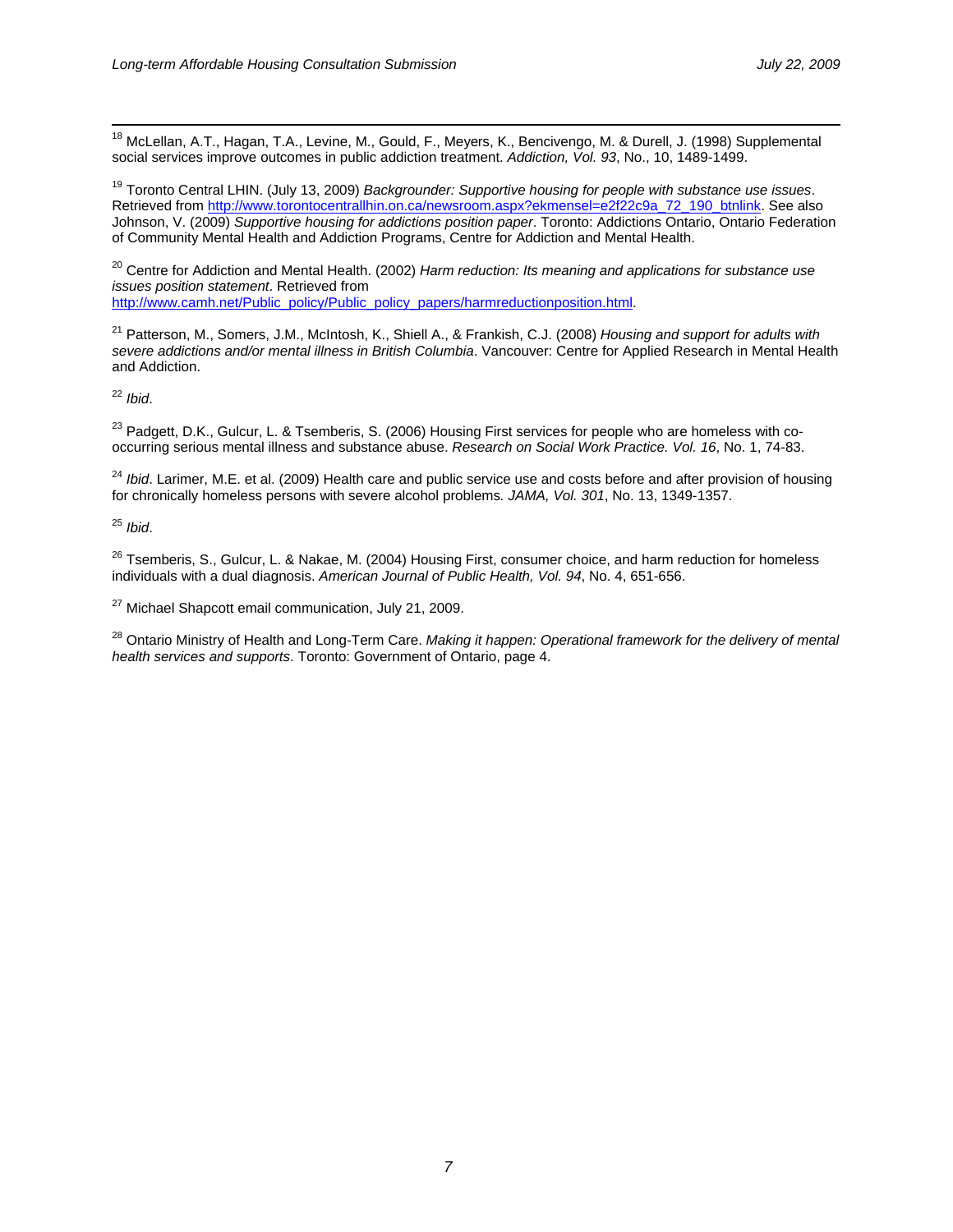[18] McLellan, A.T., Hagan, T.A., Levine, M., Gould, F., Meyers, K., Bencivengo, M. & Durell, J. (1998) Supplemental social services improve outcomes in public addiction treatment. *Addiction, Vol. 93*, No., 10, 1489-1499.

[19] Toronto Central LHIN. (July 13, 2009) *Backgrounder: Supportive housing for people with substance use issues*. Retrieved from http://www.torontocentrallhin.on.ca/newsroom.aspx?ekmensel=e2f22c9a_72_190_btnlink. See also Johnson, V. (2009) *Supportive housing for addictions position paper*. Toronto: Addictions Ontario, Ontario Federation of Community Mental Health and Addiction Programs, Centre for Addiction and Mental Health.

[20] Centre for Addiction and Mental Health. (2002) *Harm reduction: Its meaning and applications for substance use issues position statement*. Retrieved from http://www.camh.net/Public_policy/Public_policy_papers/harmreductionposition.html.

[21] Patterson, M., Somers, J.M., McIntosh, K., Shiell A., & Frankish, C.J. (2008) *Housing and support for adults with severe addictions and/or mental illness in British Columbia*. Vancouver: Centre for Applied Research in Mental Health and Addiction.

[22] *Ibid*.

[23] Padgett, D.K., Gulcur, L. & Tsemberis, S. (2006) Housing First services for people who are homeless with co-occurring serious mental illness and substance abuse. *Research on Social Work Practice. Vol. 16*, No. 1, 74-83.

[24] *Ibid*. Larimer, M.E. et al. (2009) Health care and public service use and costs before and after provision of housing for chronically homeless persons with severe alcohol problems*. JAMA, Vol. 301*, No. 13, 1349-1357.

[25] *Ibid*.

[26] Tsemberis, S., Gulcur, L. & Nakae, M. (2004) Housing First, consumer choice, and harm reduction for homeless individuals with a dual diagnosis. *American Journal of Public Health, Vol. 94*, No. 4, 651-656.

[27] Michael Shapcott email communication, July 21, 2009.

[28] Ontario Ministry of Health and Long-Term Care. *Making it happen: Operational framework for the delivery of mental health services and supports*. Toronto: Government of Ontario, page 4.